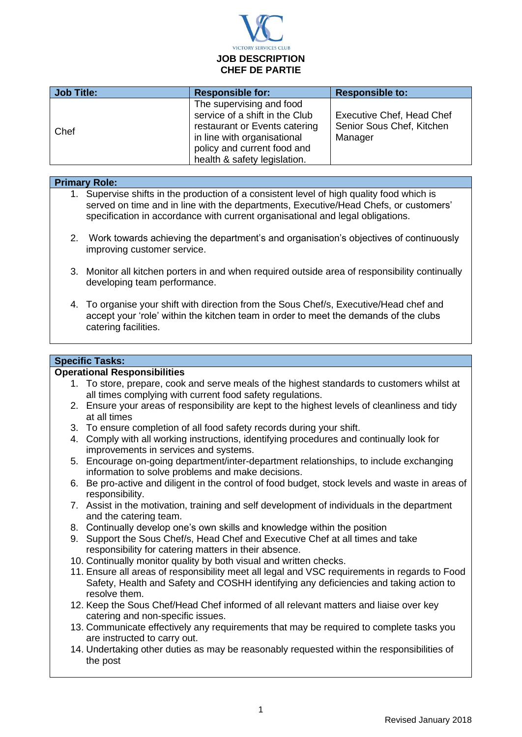VICTORY SERVICES CLUB

# JOB DESCRIPTION
# CHEF DE PARTIE

| Job Title: | Responsible for: | Responsible to: |
|---|---|---|
| Chef | The supervising and food service of a shift in the Club restaurant or Events catering in line with organisational policy and current food and health & safety legislation. | Executive Chef, Head Chef Senior Sous Chef, Kitchen Manager |

## Primary Role:

1. Supervise shifts in the production of a consistent level of high quality food which is served on time and in line with the departments, Executive/Head Chefs, or customers' specification in accordance with current organisational and legal obligations.

2. Work towards achieving the department's and organisation's objectives of continuously improving customer service.

3. Monitor all kitchen porters in and when required outside area of responsibility continually developing team performance.

4. To organise your shift with direction from the Sous Chef/s, Executive/Head chef and accept your 'role' within the kitchen team in order to meet the demands of the clubs catering facilities.

## Specific Tasks:

### Operational Responsibilities

1. To store, prepare, cook and serve meals of the highest standards to customers whilst at all times complying with current food safety regulations.
2. Ensure your areas of responsibility are kept to the highest levels of cleanliness and tidy at all times
3. To ensure completion of all food safety records during your shift.
4. Comply with all working instructions, identifying procedures and continually look for improvements in services and systems.
5. Encourage on-going department/inter-department relationships, to include exchanging information to solve problems and make decisions.
6. Be pro-active and diligent in the control of food budget, stock levels and waste in areas of responsibility.
7. Assist in the motivation, training and self development of individuals in the department and the catering team.
8. Continually develop one's own skills and knowledge within the position
9. Support the Sous Chef/s, Head Chef and Executive Chef at all times and take responsibility for catering matters in their absence.
10. Continually monitor quality by both visual and written checks.
11. Ensure all areas of responsibility meet all legal and VSC requirements in regards to Food Safety, Health and Safety and COSHH identifying any deficiencies and taking action to resolve them.
12. Keep the Sous Chef/Head Chef informed of all relevant matters and liaise over key catering and non-specific issues.
13. Communicate effectively any requirements that may be required to complete tasks you are instructed to carry out.
14. Undertaking other duties as may be reasonably requested within the responsibilities of the post

Revised January 2018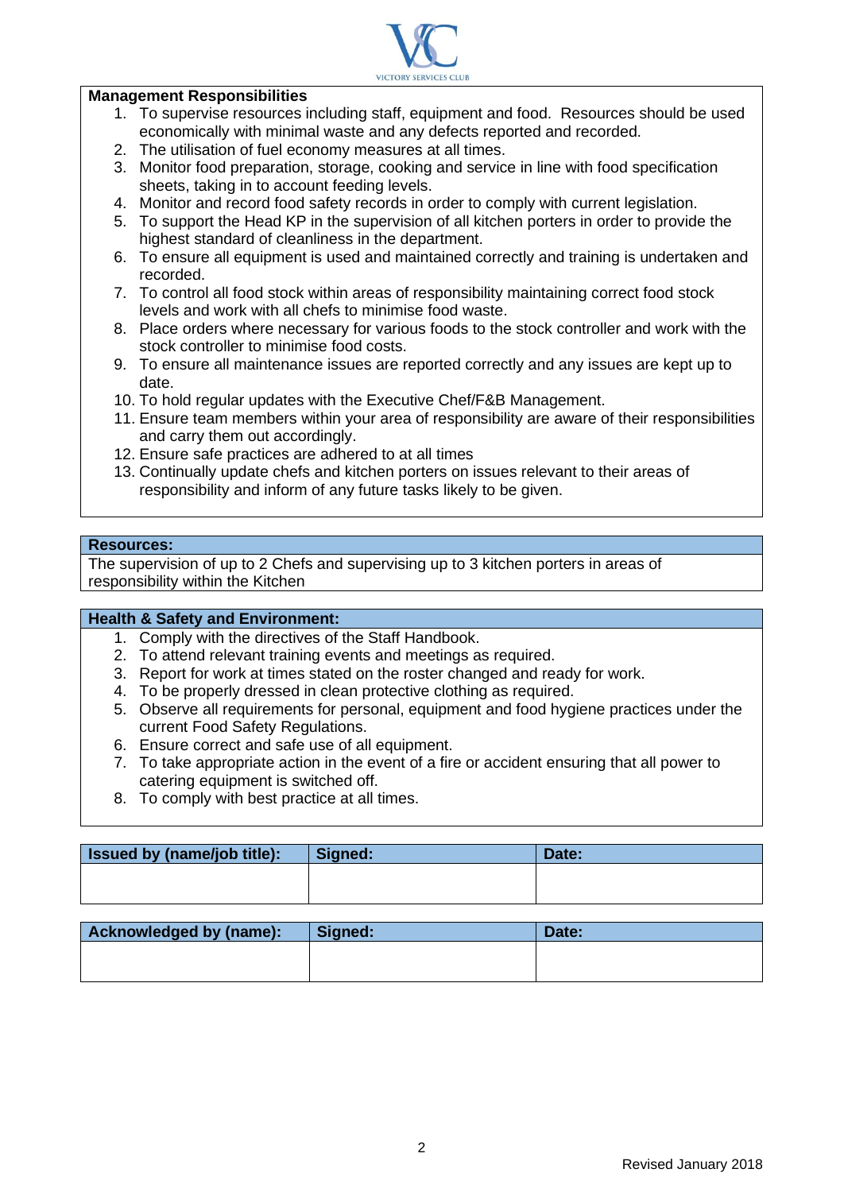**Management Responsibilities**

1. To supervise resources including staff, equipment and food. Resources should be used economically with minimal waste and any defects reported and recorded.
2. The utilisation of fuel economy measures at all times.
3. Monitor food preparation, storage, cooking and service in line with food specification sheets, taking in to account feeding levels.
4. Monitor and record food safety records in order to comply with current legislation.
5. To support the Head KP in the supervision of all kitchen porters in order to provide the highest standard of cleanliness in the department.
6. To ensure all equipment is used and maintained correctly and training is undertaken and recorded.
7. To control all food stock within areas of responsibility maintaining correct food stock levels and work with all chefs to minimise food waste.
8. Place orders where necessary for various foods to the stock controller and work with the stock controller to minimise food costs.
9. To ensure all maintenance issues are reported correctly and any issues are kept up to date.
10. To hold regular updates with the Executive Chef/F&B Management.
11. Ensure team members within your area of responsibility are aware of their responsibilities and carry them out accordingly.
12. Ensure safe practices are adhered to at all times
13. Continually update chefs and kitchen porters on issues relevant to their areas of responsibility and inform of any future tasks likely to be given.

**Resources:**

The supervision of up to 2 Chefs and supervising up to 3 kitchen porters in areas of responsibility within the Kitchen

**Health & Safety and Environment:**

1. Comply with the directives of the Staff Handbook.
2. To attend relevant training events and meetings as required.
3. Report for work at times stated on the roster changed and ready for work.
4. To be properly dressed in clean protective clothing as required.
5. Observe all requirements for personal, equipment and food hygiene practices under the current Food Safety Regulations.
6. Ensure correct and safe use of all equipment.
7. To take appropriate action in the event of a fire or accident ensuring that all power to catering equipment is switched off.
8. To comply with best practice at all times.

| Issued by (name/job title): | Signed: | Date: |
|---|---|---|
| | | |

| Acknowledged by (name): | Signed: | Date: |
|---|---|---|
| | | |

Revised January 2018